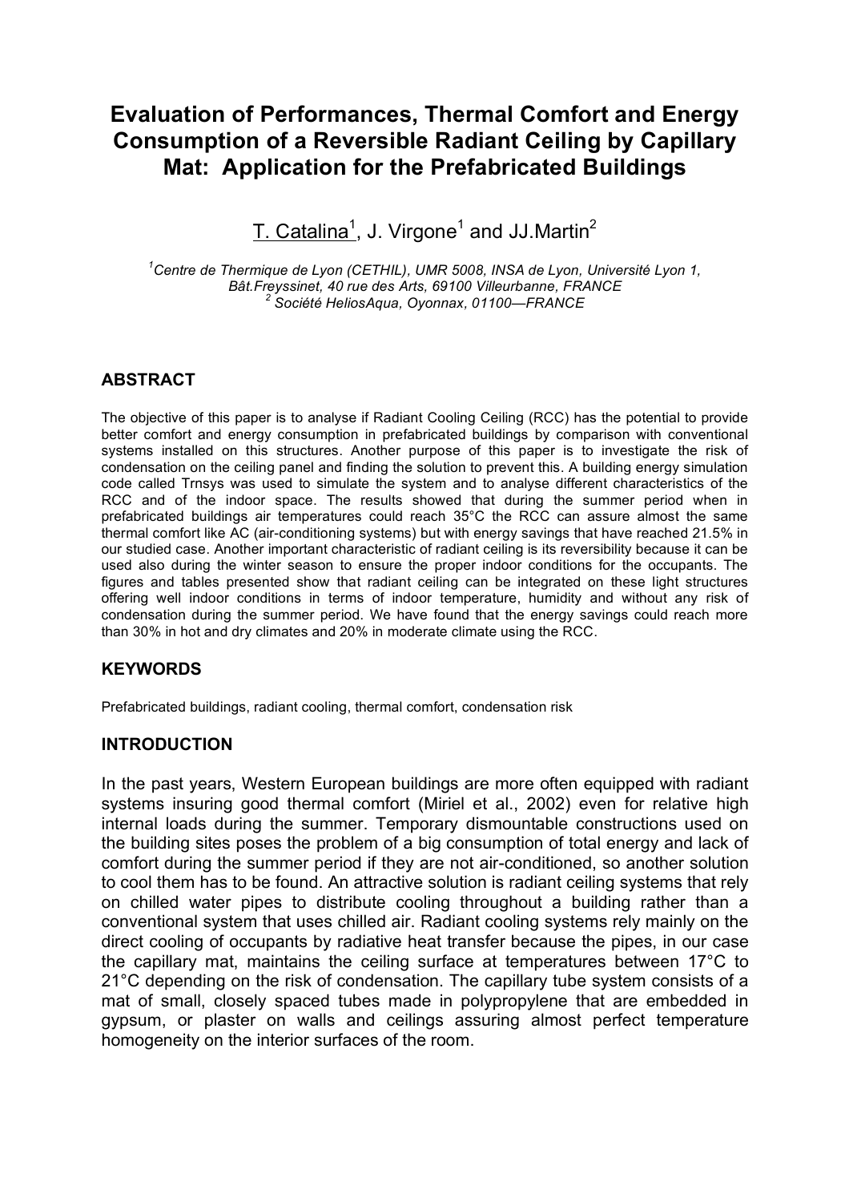# Evaluation of Performances, Thermal Comfort and Energy Consumption of a Reversible Radiant Ceiling by Capillary Mat: Application for the Prefabricated Buildings

T. Catalina[1], J. Virgone[1] and JJ.Martin[2]

*[1]Centre de Thermique de Lyon (CETHIL), UMR 5008, INSA de Lyon, Université Lyon 1, Bât.Freyssinet, 40 rue des Arts, 69100 Villeurbanne, FRANCE*
*[2] Société HeliosAqua, Oyonnax, 01100—FRANCE*

## ABSTRACT

The objective of this paper is to analyse if Radiant Cooling Ceiling (RCC) has the potential to provide better comfort and energy consumption in prefabricated buildings by comparison with conventional systems installed on this structures. Another purpose of this paper is to investigate the risk of condensation on the ceiling panel and finding the solution to prevent this. A building energy simulation code called Trnsys was used to simulate the system and to analyse different characteristics of the RCC and of the indoor space. The results showed that during the summer period when in prefabricated buildings air temperatures could reach 35°C the RCC can assure almost the same thermal comfort like AC (air-conditioning systems) but with energy savings that have reached 21.5% in our studied case. Another important characteristic of radiant ceiling is its reversibility because it can be used also during the winter season to ensure the proper indoor conditions for the occupants. The figures and tables presented show that radiant ceiling can be integrated on these light structures offering well indoor conditions in terms of indoor temperature, humidity and without any risk of condensation during the summer period. We have found that the energy savings could reach more than 30% in hot and dry climates and 20% in moderate climate using the RCC.

## KEYWORDS

Prefabricated buildings, radiant cooling, thermal comfort, condensation risk

## INTRODUCTION

In the past years, Western European buildings are more often equipped with radiant systems insuring good thermal comfort (Miriel et al., 2002) even for relative high internal loads during the summer. Temporary dismountable constructions used on the building sites poses the problem of a big consumption of total energy and lack of comfort during the summer period if they are not air-conditioned, so another solution to cool them has to be found. An attractive solution is radiant ceiling systems that rely on chilled water pipes to distribute cooling throughout a building rather than a conventional system that uses chilled air. Radiant cooling systems rely mainly on the direct cooling of occupants by radiative heat transfer because the pipes, in our case the capillary mat, maintains the ceiling surface at temperatures between 17°C to 21°C depending on the risk of condensation. The capillary tube system consists of a mat of small, closely spaced tubes made in polypropylene that are embedded in gypsum, or plaster on walls and ceilings assuring almost perfect temperature homogeneity on the interior surfaces of the room.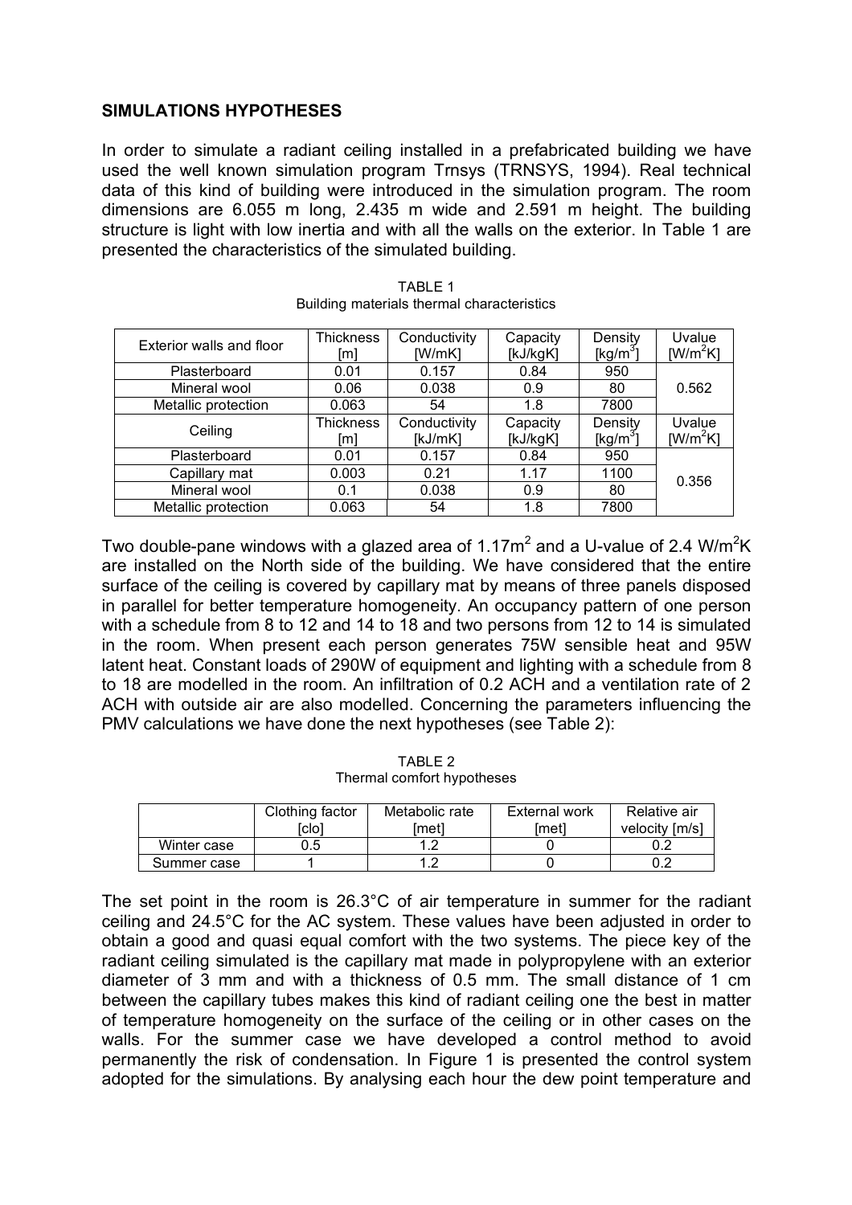## SIMULATIONS HYPOTHESES

In order to simulate a radiant ceiling installed in a prefabricated building we have used the well known simulation program Trnsys (TRNSYS, 1994). Real technical data of this kind of building were introduced in the simulation program. The room dimensions are 6.055 m long, 2.435 m wide and 2.591 m height. The building structure is light with low inertia and with all the walls on the exterior. In Table 1 are presented the characteristics of the simulated building.

TABLE 1
Building materials thermal characteristics

| Exterior walls and floor | Thickness [m] | Conductivity [W/mK] | Capacity [kJ/kgK] | Density [kg/m$^3$] | Uvalue [W/m$^2$K] |
|---|---|---|---|---|---|
| Plasterboard | 0.01 | 0.157 | 0.84 | 950 | 0.562 |
| Mineral wool | 0.06 | 0.038 | 0.9 | 80 | |
| Metallic protection | 0.063 | 54 | 1.8 | 7800 | |
| Ceiling | Thickness [m] | Conductivity [kJ/mK] | Capacity [kJ/kgK] | Density [kg/m$^3$] | Uvalue [W/m$^2$K] |
| Plasterboard | 0.01 | 0.157 | 0.84 | 950 | 0.356 |
| Capillary mat | 0.003 | 0.21 | 1.17 | 1100 | |
| Mineral wool | 0.1 | 0.038 | 0.9 | 80 | |
| Metallic protection | 0.063 | 54 | 1.8 | 7800 | |

Two double-pane windows with a glazed area of 1.17m$^2$ and a U-value of 2.4 W/m$^2$K are installed on the North side of the building. We have considered that the entire surface of the ceiling is covered by capillary mat by means of three panels disposed in parallel for better temperature homogeneity. An occupancy pattern of one person with a schedule from 8 to 12 and 14 to 18 and two persons from 12 to 14 is simulated in the room. When present each person generates 75W sensible heat and 95W latent heat. Constant loads of 290W of equipment and lighting with a schedule from 8 to 18 are modelled in the room. An infiltration of 0.2 ACH and a ventilation rate of 2 ACH with outside air are also modelled. Concerning the parameters influencing the PMV calculations we have done the next hypotheses (see Table 2):

TABLE 2
Thermal comfort hypotheses

| | Clothing factor [clo] | Metabolic rate [met] | External work [met] | Relative air velocity [m/s] |
|---|---|---|---|---|
| Winter case | 0.5 | 1.2 | 0 | 0.2 |
| Summer case | 1 | 1.2 | 0 | 0.2 |

The set point in the room is 26.3°C of air temperature in summer for the radiant ceiling and 24.5°C for the AC system. These values have been adjusted in order to obtain a good and quasi equal comfort with the two systems. The piece key of the radiant ceiling simulated is the capillary mat made in polypropylene with an exterior diameter of 3 mm and with a thickness of 0.5 mm. The small distance of 1 cm between the capillary tubes makes this kind of radiant ceiling one the best in matter of temperature homogeneity on the surface of the ceiling or in other cases on the walls. For the summer case we have developed a control method to avoid permanently the risk of condensation. In Figure 1 is presented the control system adopted for the simulations. By analysing each hour the dew point temperature and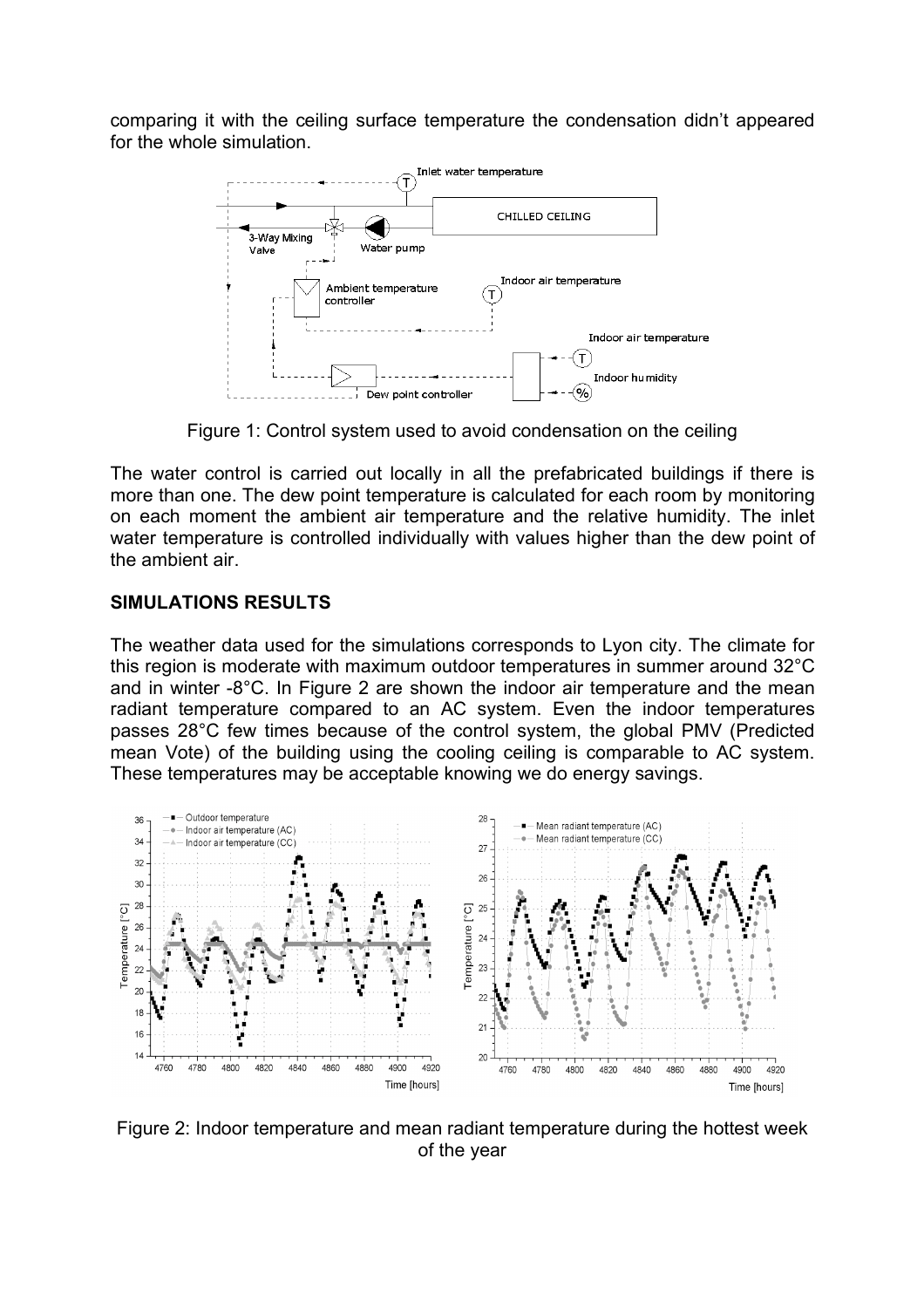comparing it with the ceiling surface temperature the condensation didn't appeared for the whole simulation.

Figure 1: Control system used to avoid condensation on the ceiling

The water control is carried out locally in all the prefabricated buildings if there is more than one. The dew point temperature is calculated for each room by monitoring on each moment the ambient air temperature and the relative humidity. The inlet water temperature is controlled individually with values higher than the dew point of the ambient air.

## SIMULATIONS RESULTS

The weather data used for the simulations corresponds to Lyon city. The climate for this region is moderate with maximum outdoor temperatures in summer around 32°C and in winter -8°C. In Figure 2 are shown the indoor air temperature and the mean radiant temperature compared to an AC system. Even the indoor temperatures passes 28°C few times because of the control system, the global PMV (Predicted mean Vote) of the building using the cooling ceiling is comparable to AC system. These temperatures may be acceptable knowing we do energy savings.

Figure 2: Indoor temperature and mean radiant temperature during the hottest week of the year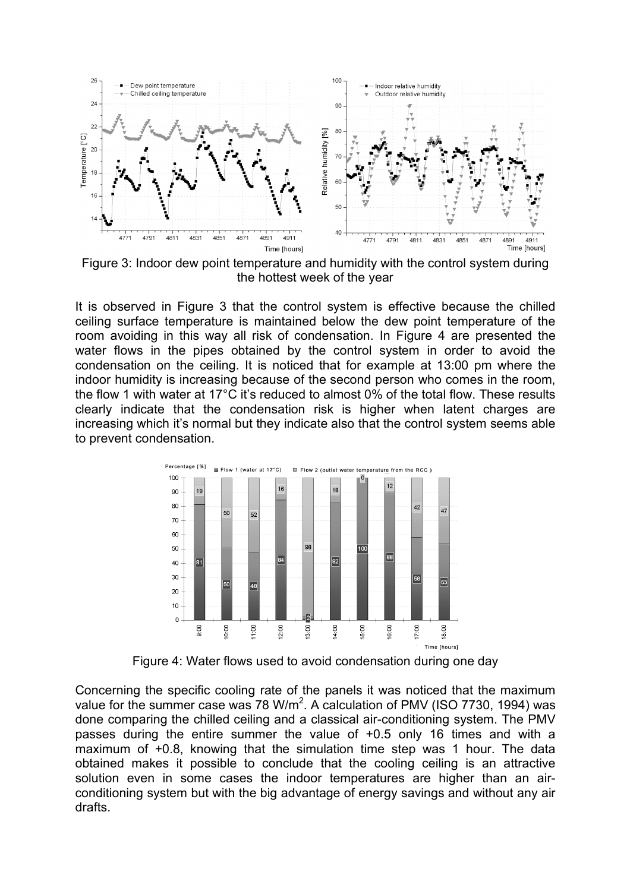Figure 3: Indoor dew point temperature and humidity with the control system during the hottest week of the year

It is observed in Figure 3 that the control system is effective because the chilled ceiling surface temperature is maintained below the dew point temperature of the room avoiding in this way all risk of condensation. In Figure 4 are presented the water flows in the pipes obtained by the control system in order to avoid the condensation on the ceiling. It is noticed that for example at 13:00 pm where the indoor humidity is increasing because of the second person who comes in the room, the flow 1 with water at 17°C it's reduced to almost 0% of the total flow. These results clearly indicate that the condensation risk is higher when latent charges are increasing which it's normal but they indicate also that the control system seems able to prevent condensation.

Figure 4: Water flows used to avoid condensation during one day

Concerning the specific cooling rate of the panels it was noticed that the maximum value for the summer case was 78 W/m$^2$. A calculation of PMV (ISO 7730, 1994) was done comparing the chilled ceiling and a classical air-conditioning system. The PMV passes during the entire summer the value of +0.5 only 16 times and with a maximum of +0.8, knowing that the simulation time step was 1 hour. The data obtained makes it possible to conclude that the cooling ceiling is an attractive solution even in some cases the indoor temperatures are higher than an air-conditioning system but with the big advantage of energy savings and without any air drafts.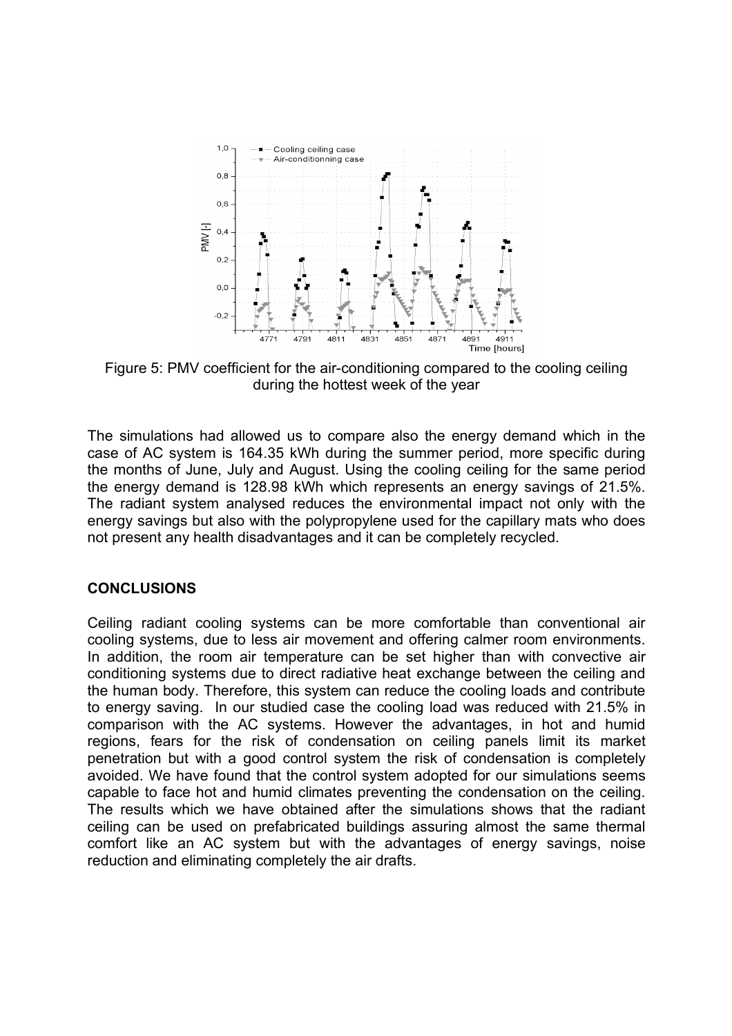Figure 5: PMV coefficient for the air-conditioning compared to the cooling ceiling during the hottest week of the year

The simulations had allowed us to compare also the energy demand which in the case of AC system is 164.35 kWh during the summer period, more specific during the months of June, July and August. Using the cooling ceiling for the same period the energy demand is 128.98 kWh which represents an energy savings of 21.5%. The radiant system analysed reduces the environmental impact not only with the energy savings but also with the polypropylene used for the capillary mats who does not present any health disadvantages and it can be completely recycled.

## CONCLUSIONS

Ceiling radiant cooling systems can be more comfortable than conventional air cooling systems, due to less air movement and offering calmer room environments. In addition, the room air temperature can be set higher than with convective air conditioning systems due to direct radiative heat exchange between the ceiling and the human body. Therefore, this system can reduce the cooling loads and contribute to energy saving. In our studied case the cooling load was reduced with 21.5% in comparison with the AC systems. However the advantages, in hot and humid regions, fears for the risk of condensation on ceiling panels limit its market penetration but with a good control system the risk of condensation is completely avoided. We have found that the control system adopted for our simulations seems capable to face hot and humid climates preventing the condensation on the ceiling. The results which we have obtained after the simulations shows that the radiant ceiling can be used on prefabricated buildings assuring almost the same thermal comfort like an AC system but with the advantages of energy savings, noise reduction and eliminating completely the air drafts.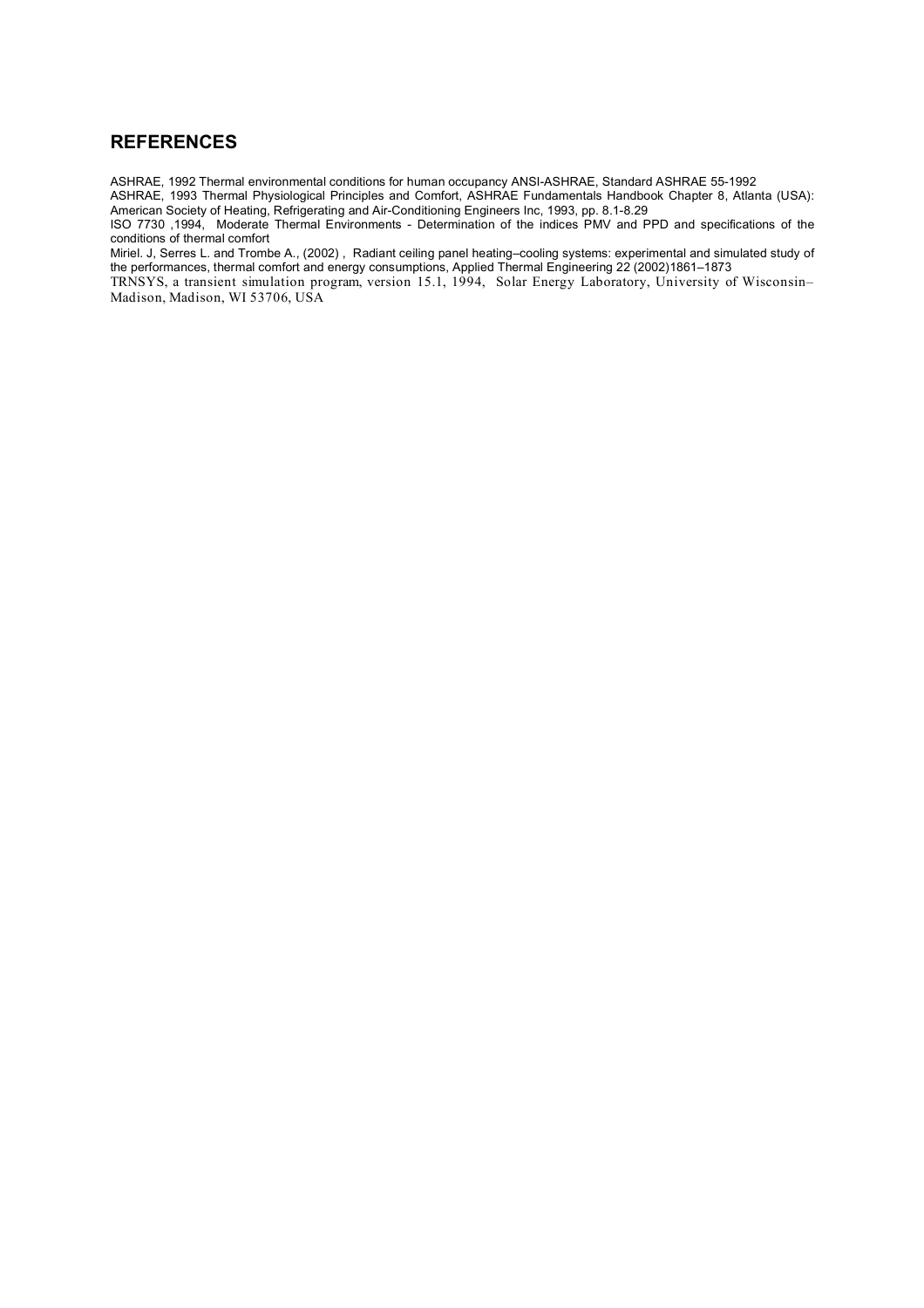## REFERENCES

ASHRAE, 1992 Thermal environmental conditions for human occupancy ANSI-ASHRAE, Standard ASHRAE 55-1992

ASHRAE, 1993 Thermal Physiological Principles and Comfort, ASHRAE Fundamentals Handbook Chapter 8, Atlanta (USA): American Society of Heating, Refrigerating and Air-Conditioning Engineers Inc, 1993, pp. 8.1-8.29

ISO 7730 ,1994, Moderate Thermal Environments - Determination of the indices PMV and PPD and specifications of the conditions of thermal comfort

Miriel. J, Serres L. and Trombe A., (2002) , Radiant ceiling panel heating–cooling systems: experimental and simulated study of the performances, thermal comfort and energy consumptions, Applied Thermal Engineering 22 (2002)1861–1873

TRNSYS, a transient simulation program, version 15.1, 1994, Solar Energy Laboratory, University of Wisconsin–Madison, Madison, WI 53706, USA